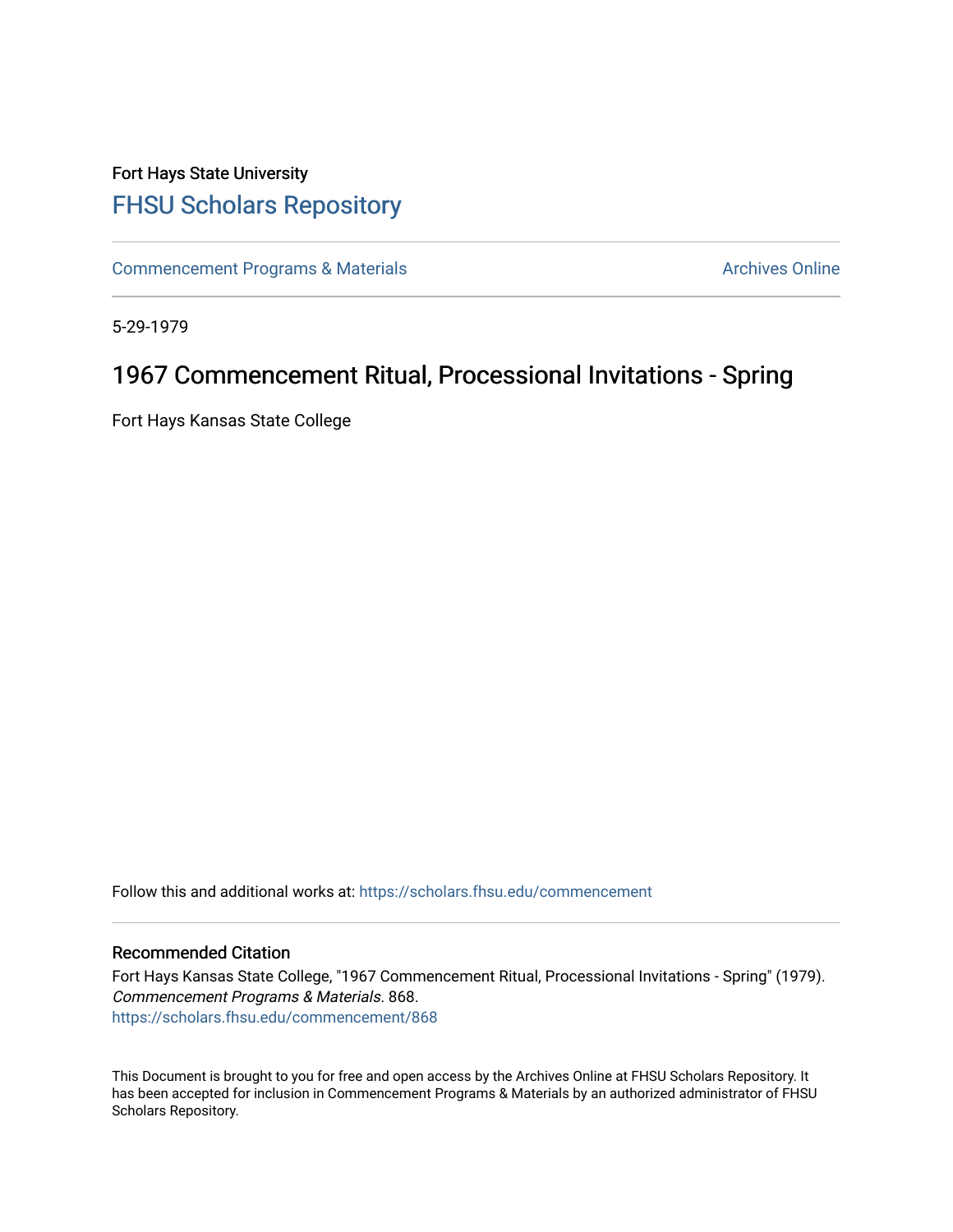Fort Hays State University

# FHSU Scholars Repository

Commencement Programs & Materials

Archives Online

5-29-1979

## 1967 Commencement Ritual, Processional Invitations - Spring

Fort Hays Kansas State College

Follow this and additional works at: https://scholars.fhsu.edu/commencement

### Recommended Citation

Fort Hays Kansas State College, "1967 Commencement Ritual, Processional Invitations - Spring" (1979). *Commencement Programs & Materials*. 868.
https://scholars.fhsu.edu/commencement/868

This Document is brought to you for free and open access by the Archives Online at FHSU Scholars Repository. It has been accepted for inclusion in Commencement Programs & Materials by an authorized administrator of FHSU Scholars Repository.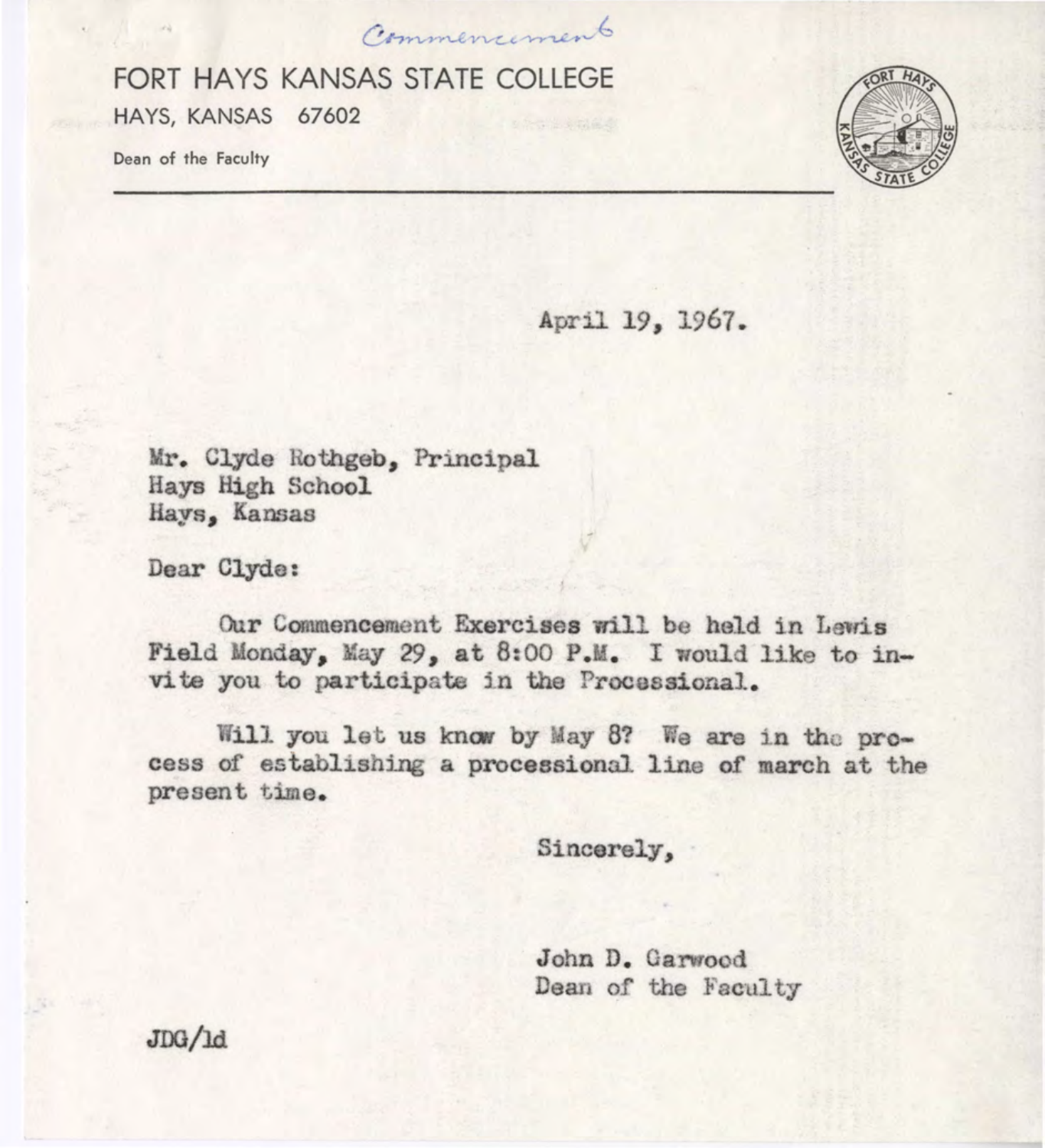Commencement

# FORT HAYS KANSAS STATE COLLEGE

HAYS, KANSAS 67602

Dean of the Faculty

April 19, 1967.

Mr. Clyde Rothgeb, Principal
Hays High School
Hays, Kansas

Dear Clyde:

Our Commencement Exercises will be held in Lewis Field Monday, May 29, at 8:00 P.M. I would like to invite you to participate in the Processional.

Will you let us know by May 8? We are in the process of establishing a processional line of march at the present time.

Sincerely,

John D. Garwood
Dean of the Faculty

JDG/ld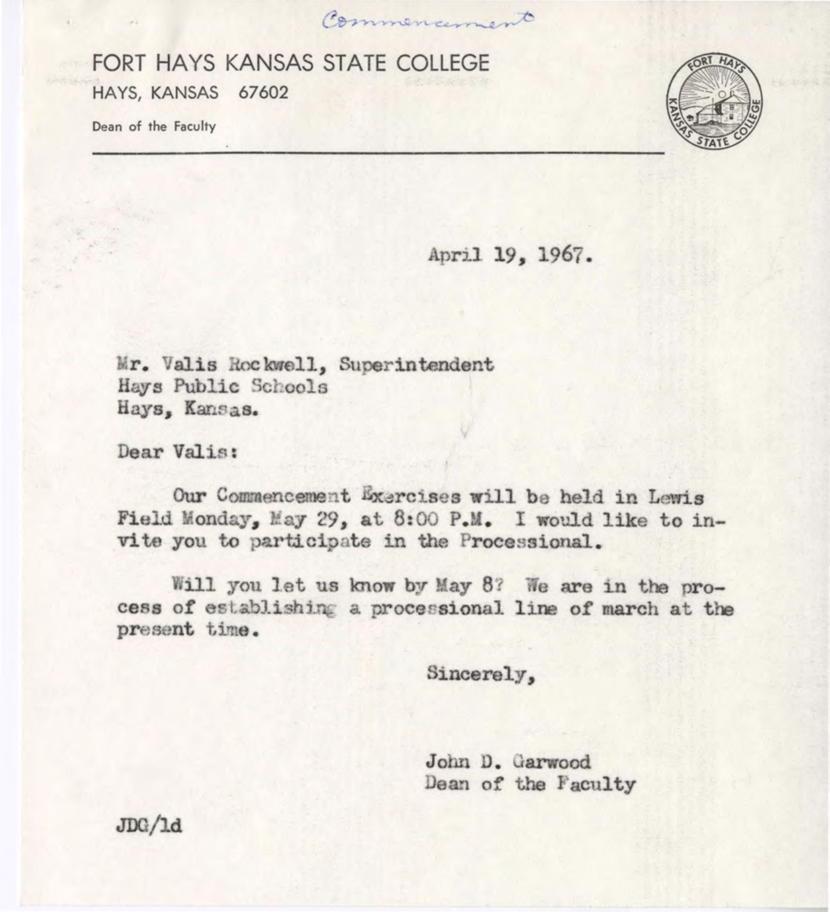Commencement

FORT HAYS KANSAS STATE COLLEGE
HAYS, KANSAS 67602

Dean of the Faculty

April 19, 1967.

Mr. Valis Rockwell, Superintendent
Hays Public Schools
Hays, Kansas.

Dear Valis:

Our Commencement Exercises will be held in Lewis Field Monday, May 29, at 8:00 P.M. I would like to invite you to participate in the Processional.

Will you let us know by May 8? We are in the process of establishing a processional line of march at the present time.

Sincerely,

John D. Garwood
Dean of the Faculty

JDG/ld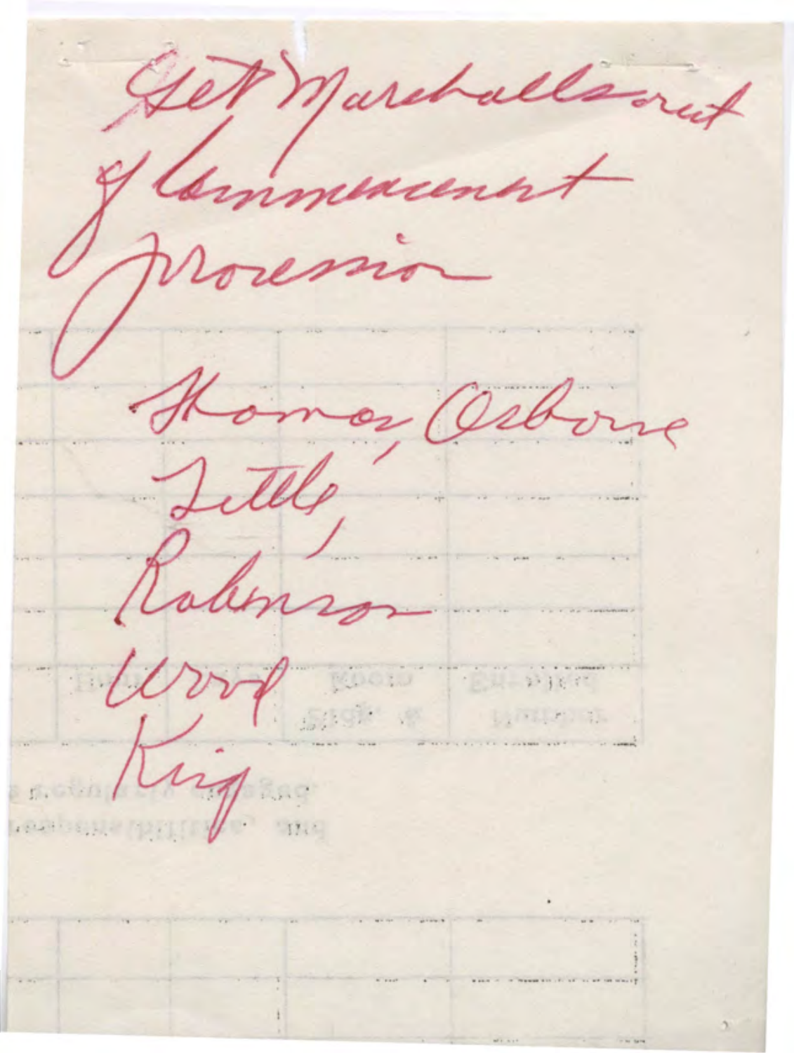Get Marshalls out of Commencement procession

Homer, Osborne

Little,

Robinson

Wood

King